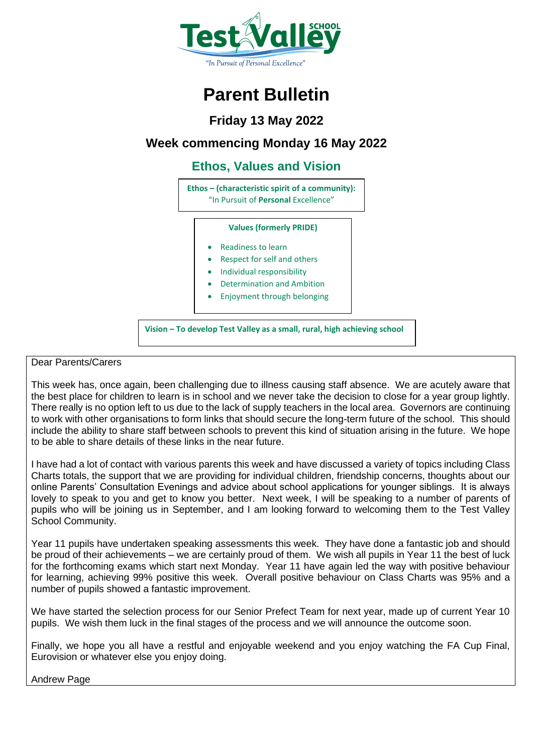Test Valley SCHOOL

"In Pursuit of Personal Excellence"

# Parent Bulletin

## Friday 13 May 2022

## Week commencing Monday 16 May 2022

## Ethos, Values and Vision

**Ethos – (characteristic spirit of a community):**
"In Pursuit of **Personal** Excellence"

**Values (formerly PRIDE)**

- Readiness to learn
- Respect for self and others
- Individual responsibility
- Determination and Ambition
- Enjoyment through belonging

**Vision – To develop Test Valley as a small, rural, high achieving school**

Dear Parents/Carers

This week has, once again, been challenging due to illness causing staff absence. We are acutely aware that the best place for children to learn is in school and we never take the decision to close for a year group lightly. There really is no option left to us due to the lack of supply teachers in the local area. Governors are continuing to work with other organisations to form links that should secure the long-term future of the school. This should include the ability to share staff between schools to prevent this kind of situation arising in the future. We hope to be able to share details of these links in the near future.

I have had a lot of contact with various parents this week and have discussed a variety of topics including Class Charts totals, the support that we are providing for individual children, friendship concerns, thoughts about our online Parents' Consultation Evenings and advice about school applications for younger siblings. It is always lovely to speak to you and get to know you better. Next week, I will be speaking to a number of parents of pupils who will be joining us in September, and I am looking forward to welcoming them to the Test Valley School Community.

Year 11 pupils have undertaken speaking assessments this week. They have done a fantastic job and should be proud of their achievements – we are certainly proud of them. We wish all pupils in Year 11 the best of luck for the forthcoming exams which start next Monday. Year 11 have again led the way with positive behaviour for learning, achieving 99% positive this week. Overall positive behaviour on Class Charts was 95% and a number of pupils showed a fantastic improvement.

We have started the selection process for our Senior Prefect Team for next year, made up of current Year 10 pupils. We wish them luck in the final stages of the process and we will announce the outcome soon.

Finally, we hope you all have a restful and enjoyable weekend and you enjoy watching the FA Cup Final, Eurovision or whatever else you enjoy doing.

Andrew Page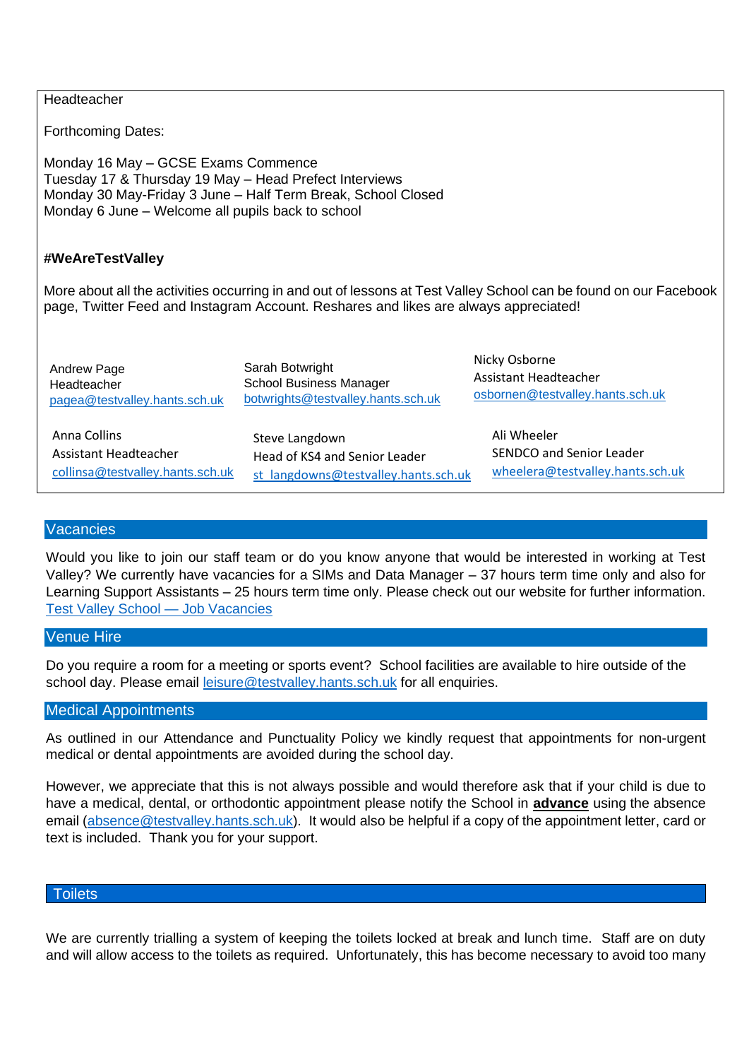Headteacher

Forthcoming Dates:

Monday 16 May – GCSE Exams Commence
Tuesday 17 & Thursday 19 May – Head Prefect Interviews
Monday 30 May-Friday 3 June – Half Term Break, School Closed
Monday 6 June – Welcome all pupils back to school

**#WeAreTestValley**

More about all the activities occurring in and out of lessons at Test Valley School can be found on our Facebook page, Twitter Feed and Instagram Account. Reshares and likes are always appreciated!

| | | |
|---|---|---|
| Andrew Page<br>Headteacher<br>pagea@testvalley.hants.sch.uk | Sarah Botwright<br>School Business Manager<br>botwrights@testvalley.hants.sch.uk | Nicky Osborne<br>Assistant Headteacher<br>osbornen@testvalley.hants.sch.uk |
| Anna Collins<br>Assistant Headteacher<br>collinsa@testvalley.hants.sch.uk | Steve Langdown<br>Head of KS4 and Senior Leader<br>st_langdowns@testvalley.hants.sch.uk | Ali Wheeler<br>SENDCO and Senior Leader<br>wheelera@testvalley.hants.sch.uk |

## Vacancies

Would you like to join our staff team or do you know anyone that would be interested in working at Test Valley? We currently have vacancies for a SIMs and Data Manager – 37 hours term time only and also for Learning Support Assistants – 25 hours term time only. Please check out our website for further information. Test Valley School — Job Vacancies

## Venue Hire

Do you require a room for a meeting or sports event? School facilities are available to hire outside of the school day. Please email leisure@testvalley.hants.sch.uk for all enquiries.

## Medical Appointments

As outlined in our Attendance and Punctuality Policy we kindly request that appointments for non-urgent medical or dental appointments are avoided during the school day.

However, we appreciate that this is not always possible and would therefore ask that if your child is due to have a medical, dental, or orthodontic appointment please notify the School in **advance** using the absence email (absence@testvalley.hants.sch.uk). It would also be helpful if a copy of the appointment letter, card or text is included. Thank you for your support.

## Toilets

We are currently trialling a system of keeping the toilets locked at break and lunch time. Staff are on duty and will allow access to the toilets as required. Unfortunately, this has become necessary to avoid too many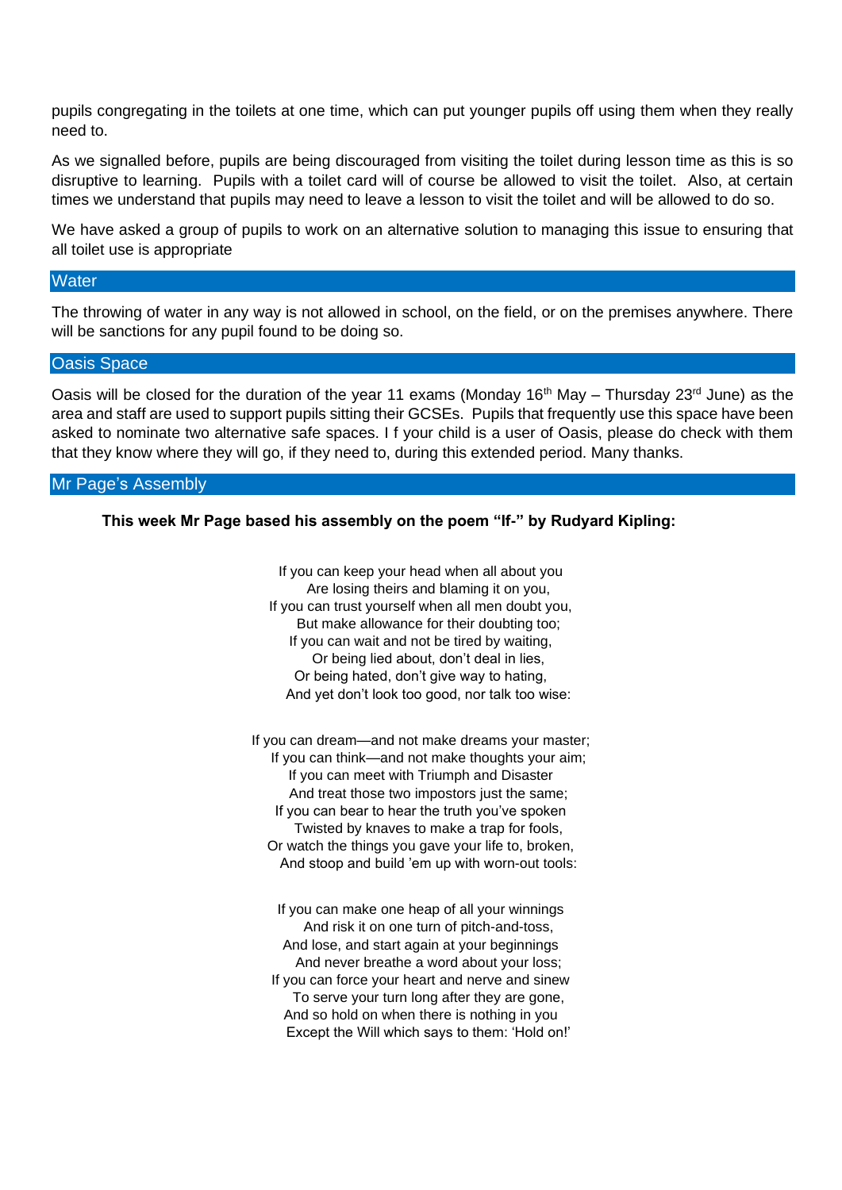pupils congregating in the toilets at one time, which can put younger pupils off using them when they really need to.

As we signalled before, pupils are being discouraged from visiting the toilet during lesson time as this is so disruptive to learning. Pupils with a toilet card will of course be allowed to visit the toilet. Also, at certain times we understand that pupils may need to leave a lesson to visit the toilet and will be allowed to do so.

We have asked a group of pupils to work on an alternative solution to managing this issue to ensuring that all toilet use is appropriate

## Water

The throwing of water in any way is not allowed in school, on the field, or on the premises anywhere. There will be sanctions for any pupil found to be doing so.

## Oasis Space

Oasis will be closed for the duration of the year 11 exams (Monday 16th May – Thursday 23rd June) as the area and staff are used to support pupils sitting their GCSEs. Pupils that frequently use this space have been asked to nominate two alternative safe spaces. I f your child is a user of Oasis, please do check with them that they know where they will go, if they need to, during this extended period. Many thanks.

## Mr Page's Assembly

**This week Mr Page based his assembly on the poem "If-" by Rudyard Kipling:**

If you can keep your head when all about you  
Are losing theirs and blaming it on you,  
If you can trust yourself when all men doubt you,  
But make allowance for their doubting too;  
If you can wait and not be tired by waiting,  
Or being lied about, don't deal in lies,  
Or being hated, don't give way to hating,  
And yet don't look too good, nor talk too wise:

If you can dream—and not make dreams your master;  
If you can think—and not make thoughts your aim;  
If you can meet with Triumph and Disaster  
And treat those two impostors just the same;  
If you can bear to hear the truth you've spoken  
Twisted by knaves to make a trap for fools,  
Or watch the things you gave your life to, broken,  
And stoop and build 'em up with worn-out tools:

If you can make one heap of all your winnings  
And risk it on one turn of pitch-and-toss,  
And lose, and start again at your beginnings  
And never breathe a word about your loss;  
If you can force your heart and nerve and sinew  
To serve your turn long after they are gone,  
And so hold on when there is nothing in you  
Except the Will which says to them: 'Hold on!'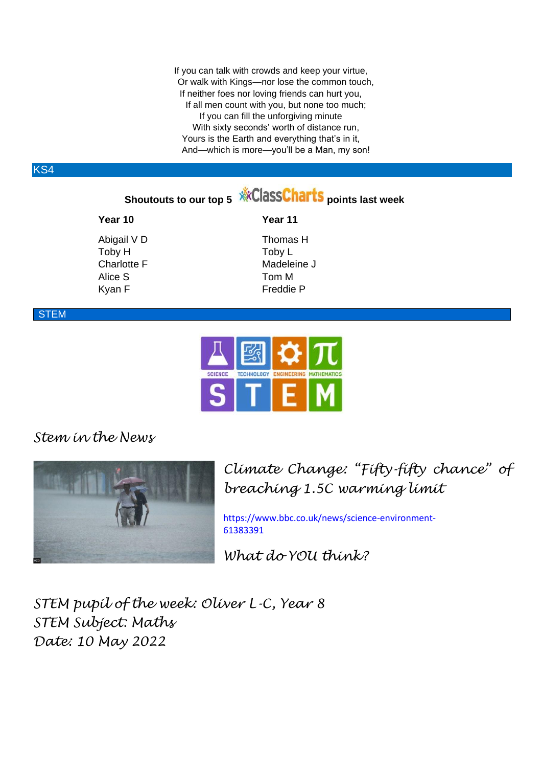If you can talk with crowds and keep your virtue,
Or walk with Kings—nor lose the common touch,
If neither foes nor loving friends can hurt you,
If all men count with you, but none too much;
If you can fill the unforgiving minute
With sixty seconds' worth of distance run,
Yours is the Earth and everything that's in it,
And—which is more—you'll be a Man, my son!

## KS4

**Shoutouts to our top 5 ClassCharts points last week**

| Year 10 | Year 11 |
|---|---|
| Abigail V D | Thomas H |
| Toby H | Toby L |
| Charlotte F | Madeleine J |
| Alice S | Tom M |
| Kyan F | Freddie P |

## STEM

*Stem in the News*

*Climate Change: "Fifty-fifty chance" of breaching 1.5C warming limit*

https://www.bbc.co.uk/news/science-environment-61383391

*What do YOU think?*

*STEM pupil of the week: Oliver L-C, Year 8*
*STEM Subject: Maths*
*Date: 10 May 2022*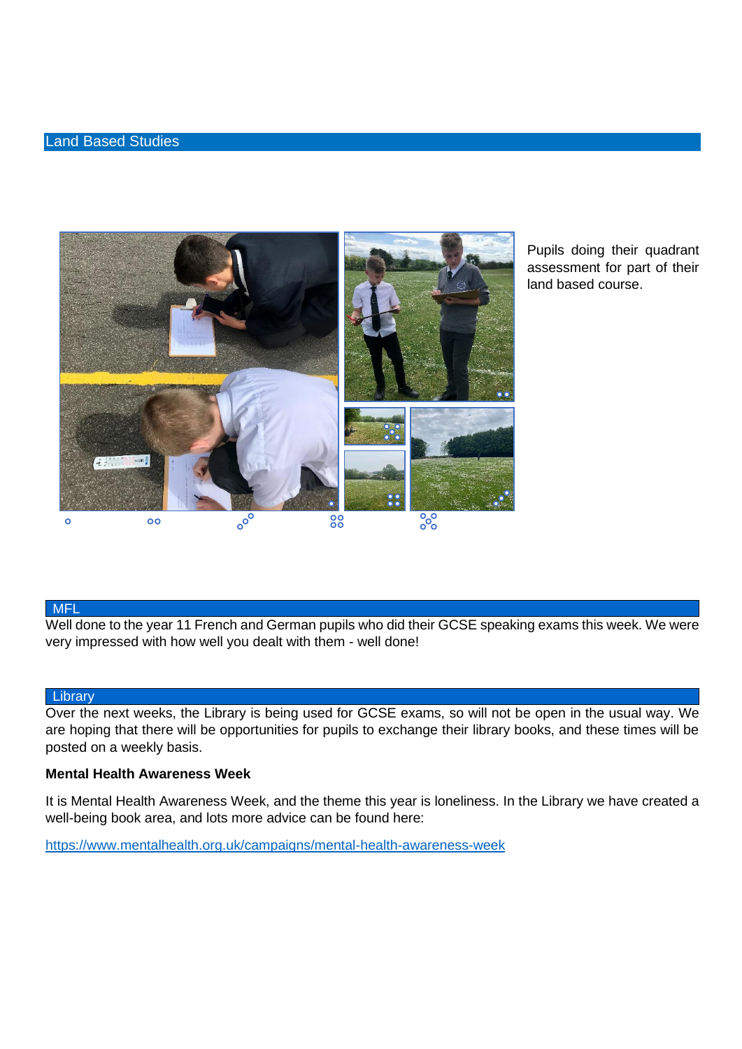## Land Based Studies

Pupils doing their quadrant assessment for part of their land based course.

## MFL

Well done to the year 11 French and German pupils who did their GCSE speaking exams this week. We were very impressed with how well you dealt with them - well done!

## Library

Over the next weeks, the Library is being used for GCSE exams, so will not be open in the usual way. We are hoping that there will be opportunities for pupils to exchange their library books, and these times will be posted on a weekly basis.

**Mental Health Awareness Week**

It is Mental Health Awareness Week, and the theme this year is loneliness. In the Library we have created a well-being book area, and lots more advice can be found here:

https://www.mentalhealth.org.uk/campaigns/mental-health-awareness-week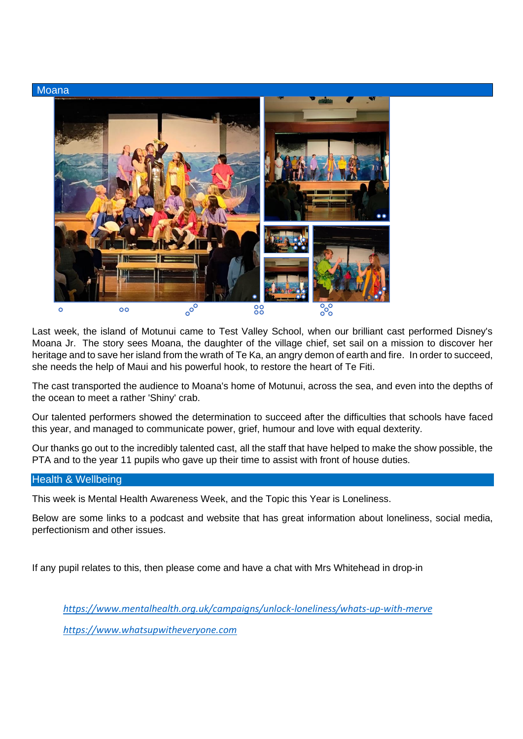## Moana

Last week, the island of Motunui came to Test Valley School, when our brilliant cast performed Disney's Moana Jr. The story sees Moana, the daughter of the village chief, set sail on a mission to discover her heritage and to save her island from the wrath of Te Ka, an angry demon of earth and fire. In order to succeed, she needs the help of Maui and his powerful hook, to restore the heart of Te Fiti.

The cast transported the audience to Moana's home of Motunui, across the sea, and even into the depths of the ocean to meet a rather 'Shiny' crab.

Our talented performers showed the determination to succeed after the difficulties that schools have faced this year, and managed to communicate power, grief, humour and love with equal dexterity.

Our thanks go out to the incredibly talented cast, all the staff that have helped to make the show possible, the PTA and to the year 11 pupils who gave up their time to assist with front of house duties.

## Health & Wellbeing

This week is Mental Health Awareness Week, and the Topic this Year is Loneliness.

Below are some links to a podcast and website that has great information about loneliness, social media, perfectionism and other issues.

If any pupil relates to this, then please come and have a chat with Mrs Whitehead in drop-in

*https://www.mentalhealth.org.uk/campaigns/unlock-loneliness/whats-up-with-merve*

*https://www.whatsupwitheveryone.com*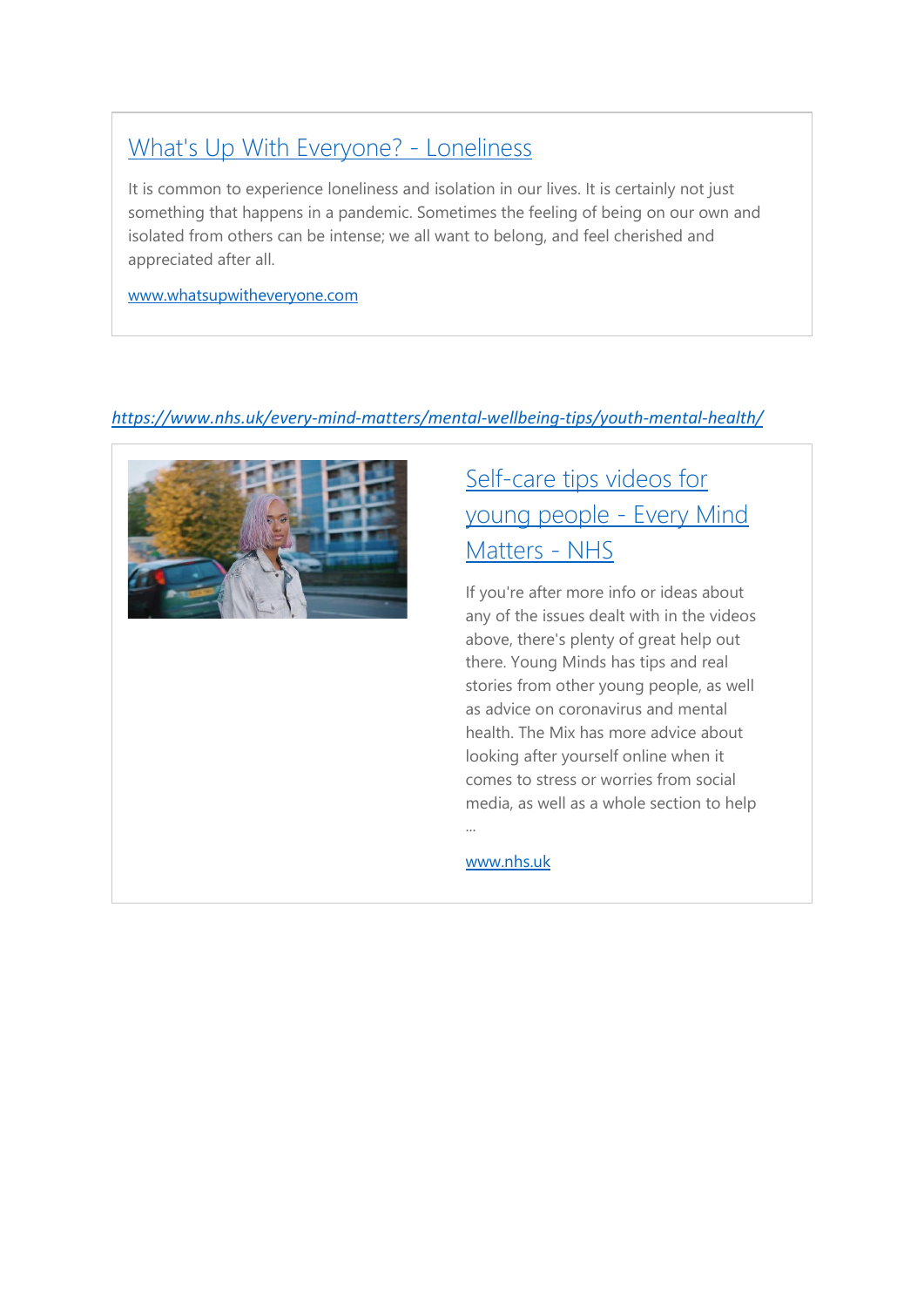### [What's Up With Everyone? - Loneliness]

It is common to experience loneliness and isolation in our lives. It is certainly not just something that happens in a pandemic. Sometimes the feeling of being on our own and isolated from others can be intense; we all want to belong, and feel cherished and appreciated after all.

www.whatsupwitheveryone.com

*https://www.nhs.uk/every-mind-matters/mental-wellbeing-tips/youth-mental-health/*

### Self-care tips videos for young people - Every Mind Matters - NHS

If you're after more info or ideas about any of the issues dealt with in the videos above, there's plenty of great help out there. Young Minds has tips and real stories from other young people, as well as advice on coronavirus and mental health. The Mix has more advice about looking after yourself online when it comes to stress or worries from social media, as well as a whole section to help ...

www.nhs.uk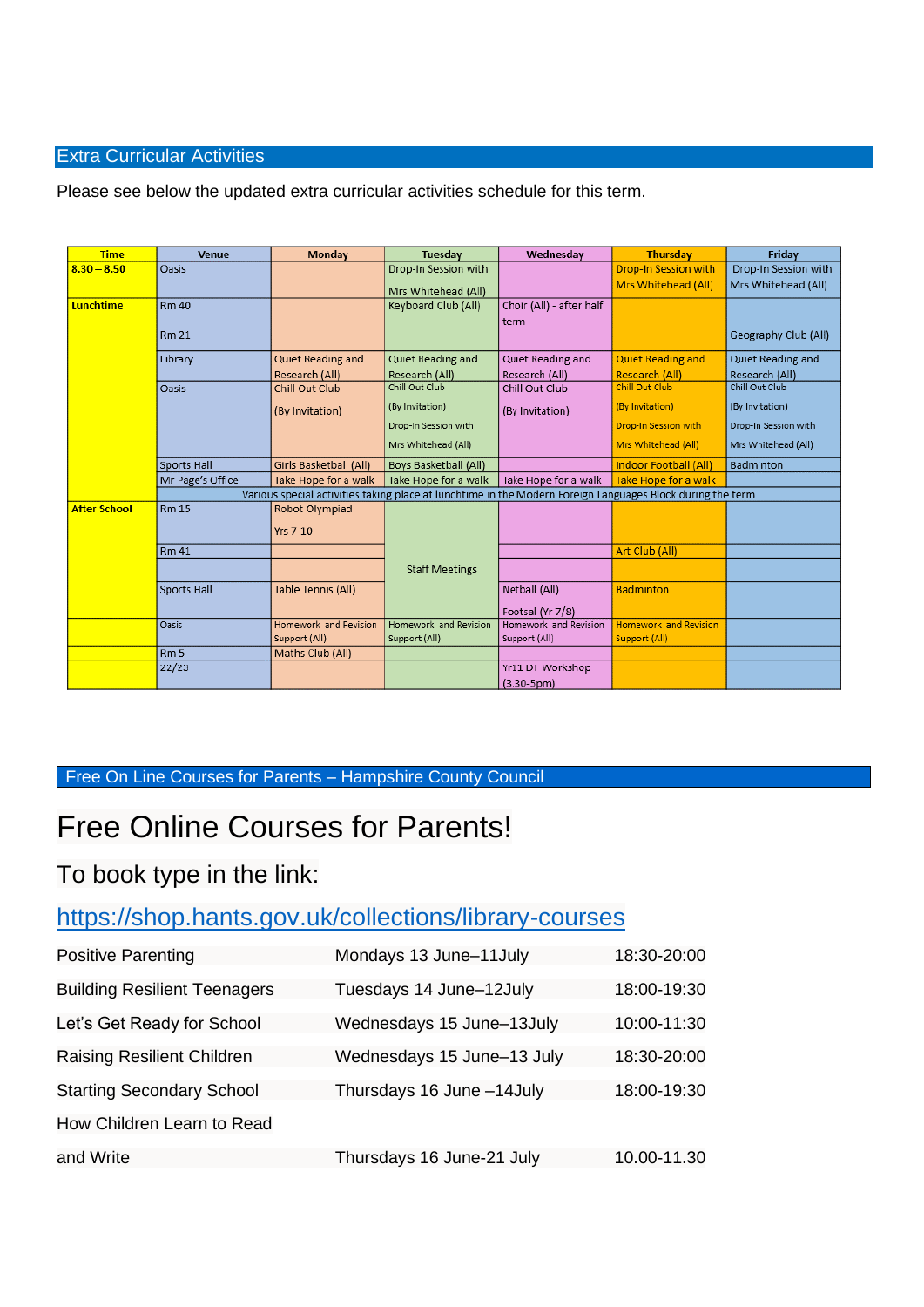## Extra Curricular Activities

Please see below the updated extra curricular activities schedule for this term.

| Time | Venue | Monday | Tuesday | Wednesday | Thursday | Friday |
|---|---|---|---|---|---|---|
| 8.30 – 8.50 | Oasis | | Drop-In Session with Mrs Whitehead (All) | | Drop-In Session with Mrs Whitehead (All) | Drop-In Session with Mrs Whitehead (All) |
| Lunchtime | Rm 40 | | Keyboard Club (All) | Choir (All) - after half term | | |
| | Rm 21 | | | | | Geography Club (All) |
| | Library | Quiet Reading and Research (All) | Quiet Reading and Research (All) | Quiet Reading and Research (All) | Quiet Reading and Research (All) | Quiet Reading and Research (All) |
| | Oasis | Chill Out Club (By Invitation) | Chill Out Club (By Invitation) Drop-In Session with Mrs Whitehead (All) | Chill Out Club (By Invitation) | Chill Out Club (By Invitation) Drop-In Session with Mrs Whitehead (All) | Chill Out Club (By Invitation) Drop-In Session with Mrs Whitehead (All) |
| | Sports Hall | Girls Basketball (All) | Boys Basketball (All) | | Indoor Football (All) | Badminton |
| | Mr Page's Office | Take Hope for a walk | Take Hope for a walk | Take Hope for a walk | Take Hope for a walk | |
| | Various special activities taking place at lunchtime in the Modern Foreign Languages Block during the term | | | | | |
| After School | Rm 15 | Robot Olympiad Yrs 7-10 | Staff Meetings | | | |
| | Rm 41 | | | | Art Club (All) | |
| | | | | | | |
| | Sports Hall | Table Tennis (All) | | Netball (All) Footsal (Yr 7/8) | Badminton | |
| | Oasis | Homework and Revision Support (All) | Homework and Revision Support (All) | Homework and Revision Support (All) | Homework and Revision Support (All) | |
| | Rm 5 | Maths Club (All) | | | | |
| | 22/23 | | | Yr11 DT Workshop (3.30-5pm) | | |

## Free On Line Courses for Parents – Hampshire County Council

# Free Online Courses for Parents!

## To book type in the link:

## https://shop.hants.gov.uk/collections/library-courses

| | | |
|---|---|---|
| Positive Parenting | Mondays 13 June–11July | 18:30-20:00 |
| Building Resilient Teenagers | Tuesdays 14 June–12July | 18:00-19:30 |
| Let's Get Ready for School | Wednesdays 15 June–13July | 10:00-11:30 |
| Raising Resilient Children | Wednesdays 15 June–13 July | 18:30-20:00 |
| Starting Secondary School | Thursdays 16 June –14July | 18:00-19:30 |
| How Children Learn to Read and Write | Thursdays 16 June-21 July | 10.00-11.30 |